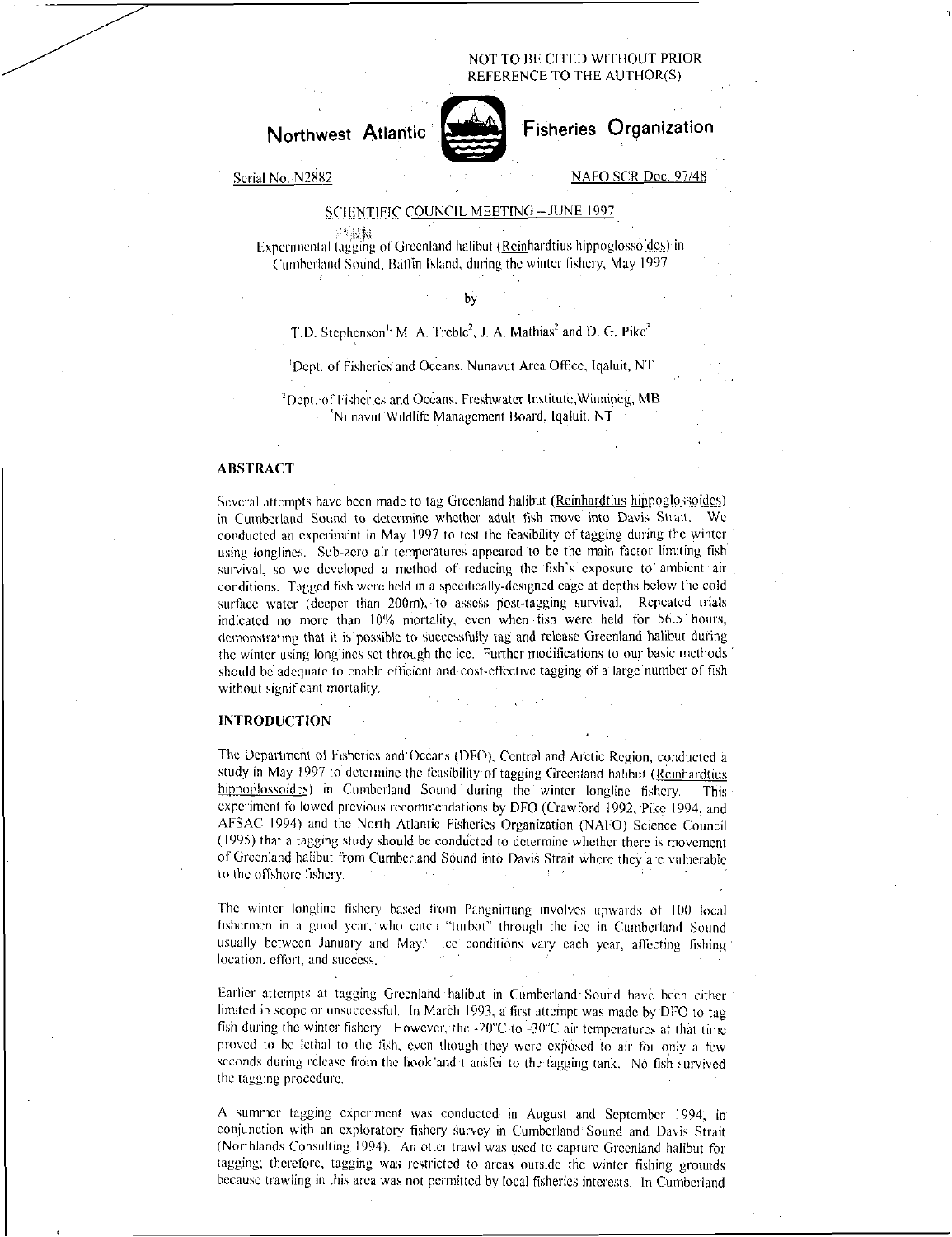NOT TO BE CITED WITHOUT PRIOR REFERENCE TO THE AUTHOR(S)

**Northwest Atlantic Fisheries Organization**

Serial No. N2882 NAFO SCR Doc. 97/48

SCIENTIFIC COUNCIL MEETING – JUNE 1997

Experimental tagging of Greenland halibut (Reinhardtius hippoglossoides) in Cumberland Sound, Baffin Island, during the winter fishery, May 1997

by

T.D. Stephenson[1], M. A. Treble[2], J. A. Mathias[2] and D. G. Pike[3]

[1]Dept. of Fisheries and Oceans, Nunavut Area Office, Iqaluit, NT

[2]Dept. of Fisheries and Oceans, Freshwater Institute, Winnipeg, MB

[3]Nunavut Wildlife Management Board, Iqaluit, NT

## ABSTRACT

Several attempts have been made to tag Greenland halibut (Reinhardtius hippoglossoides) in Cumberland Sound to determine whether adult fish move into Davis Strait. We conducted an experiment in May 1997 to test the feasibility of tagging during the winter using longlines. Sub-zero air temperatures appeared to be the main factor limiting fish survival, so we developed a method of reducing the fish's exposure to ambient air conditions. Tagged fish were held in a specifically-designed cage at depths below the cold surface water (deeper than 200m), to assess post-tagging survival. Repeated trials indicated no more than 10% mortality, even when fish were held for 56.5 hours, demonstrating that it is possible to successfully tag and release Greenland halibut during the winter using longlines set through the ice. Further modifications to our basic methods should be adequate to enable efficient and cost-effective tagging of a large number of fish without significant mortality.

## INTRODUCTION

The Department of Fisheries and Oceans (DFO), Central and Arctic Region, conducted a study in May 1997 to determine the feasibility of tagging Greenland halibut (Reinhardtius hippoglossoides) in Cumberland Sound during the winter longline fishery. This experiment followed previous recommendations by DFO (Crawford 1992, Pike 1994, and AFSAC 1994) and the North Atlantic Fisheries Organization (NAFO) Science Council (1995) that a tagging study should be conducted to determine whether there is movement of Greenland halibut from Cumberland Sound into Davis Strait where they are vulnerable to the offshore fishery.

The winter longline fishery based from Pangnirtung involves upwards of 100 local fishermen in a good year, who catch "turbot" through the ice in Cumberland Sound usually between January and May. Ice conditions vary each year, affecting fishing location, effort, and success.

Earlier attempts at tagging Greenland halibut in Cumberland Sound have been either limited in scope or unsuccessful. In March 1993, a first attempt was made by DFO to tag fish during the winter fishery. However, the -20°C to -30°C air temperatures at that time proved to be lethal to the fish, even though they were exposed to air for only a few seconds during release from the hook and transfer to the tagging tank. No fish survived the tagging procedure.

A summer tagging experiment was conducted in August and September 1994, in conjunction with an exploratory fishery survey in Cumberland Sound and Davis Strait (Northlands Consulting 1994). An otter trawl was used to capture Greenland halibut for tagging; therefore, tagging was restricted to areas outside the winter fishing grounds because trawling in this area was not permitted by local fisheries interests. In Cumberland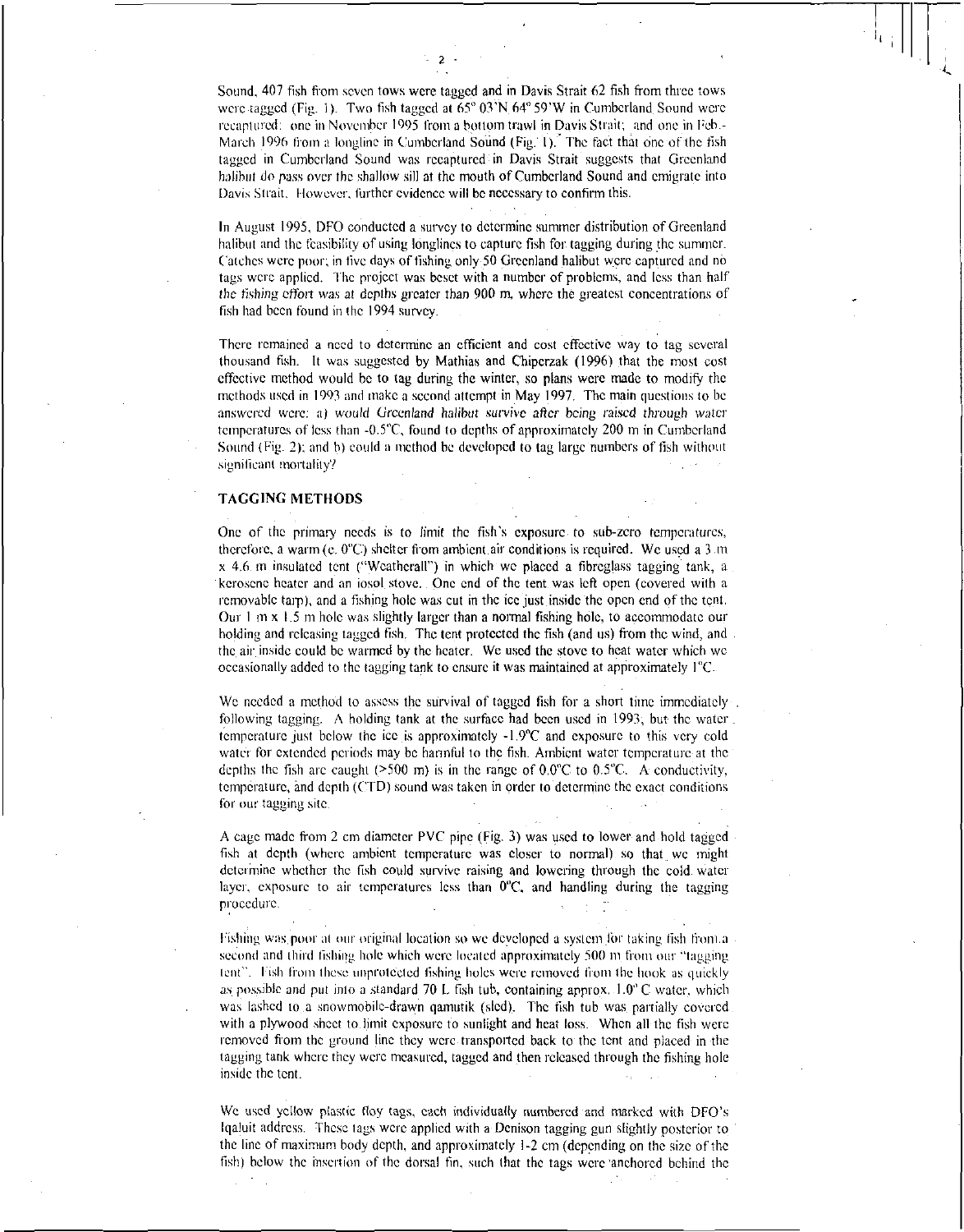Sound, 407 fish from seven tows were tagged and in Davis Strait 62 fish from three tows were tagged (Fig. 1). Two fish tagged at 65° 03'N 64° 59'W in Cumberland Sound were recaptured: one in November 1995 from a bottom trawl in Davis Strait; and one in Feb.-March 1996 from a longline in Cumberland Sound (Fig. 1). The fact that one of the fish tagged in Cumberland Sound was recaptured in Davis Strait suggests that Greenland halibut do pass over the shallow sill at the mouth of Cumberland Sound and emigrate into Davis Strait. However, further evidence will be necessary to confirm this.

In August 1995, DFO conducted a survey to determine summer distribution of Greenland halibut and the feasibility of using longlines to capture fish for tagging during the summer. Catches were poor; in five days of fishing only 50 Greenland halibut were captured and no tags were applied. The project was beset with a number of problems, and less than half the fishing effort was at depths greater than 900 m, where the greatest concentrations of fish had been found in the 1994 survey.

There remained a need to determine an efficient and cost effective way to tag several thousand fish. It was suggested by Mathias and Chiperzak (1996) that the most cost effective method would be to tag during the winter, so plans were made to modify the methods used in 1993 and make a second attempt in May 1997. The main questions to be answered were: a) would Greenland halibut survive after being raised through water temperatures of less than -0.5°C, found to depths of approximately 200 m in Cumberland Sound (Fig. 2); and b) could a method be developed to tag large numbers of fish without significant mortality?

## TAGGING METHODS

One of the primary needs is to limit the fish's exposure to sub-zero temperatures, therefore, a warm (c. 0°C) shelter from ambient air conditions is required. We used a 3 m x 4.6 m insulated tent ("Weatherall") in which we placed a fibreglass tagging tank, a kerosene heater and an iosol stove. One end of the tent was left open (covered with a removable tarp), and a fishing hole was cut in the ice just inside the open end of the tent. Our 1 m x 1.5 m hole was slightly larger than a normal fishing hole, to accommodate our holding and releasing tagged fish. The tent protected the fish (and us) from the wind, and the air inside could be warmed by the heater. We used the stove to heat water which we occasionally added to the tagging tank to ensure it was maintained at approximately 1°C.

We needed a method to assess the survival of tagged fish for a short time immediately following tagging. A holding tank at the surface had been used in 1993, but the water temperature just below the ice is approximately -1.9°C and exposure to this very cold water for extended periods may be harmful to the fish. Ambient water temperature at the depths the fish are caught (>500 m) is in the range of 0.0°C to 0.5°C. A conductivity, temperature, and depth (CTD) sound was taken in order to determine the exact conditions for our tagging site.

A cage made from 2 cm diameter PVC pipe (Fig. 3) was used to lower and hold tagged fish at depth (where ambient temperature was closer to normal) so that we might determine whether the fish could survive raising and lowering through the cold water layer, exposure to air temperatures less than 0°C, and handling during the tagging procedure.

Fishing was poor at our original location so we developed a system for taking fish from a second and third fishing hole which were located approximately 500 m from our "tagging tent". Fish from these unprotected fishing holes were removed from the hook as quickly as possible and put into a standard 70 L fish tub, containing approx. 1.0° C water, which was lashed to a snowmobile-drawn qamutik (sled). The fish tub was partially covered with a plywood sheet to limit exposure to sunlight and heat loss. When all the fish were removed from the ground line they were transported back to the tent and placed in the tagging tank where they were measured, tagged and then released through the fishing hole inside the tent.

We used yellow plastic floy tags, each individually numbered and marked with DFO's Iqaluit address. These tags were applied with a Denison tagging gun slightly posterior to the line of maximum body depth, and approximately 1-2 cm (depending on the size of the fish) below the insertion of the dorsal fin, such that the tags were anchored behind the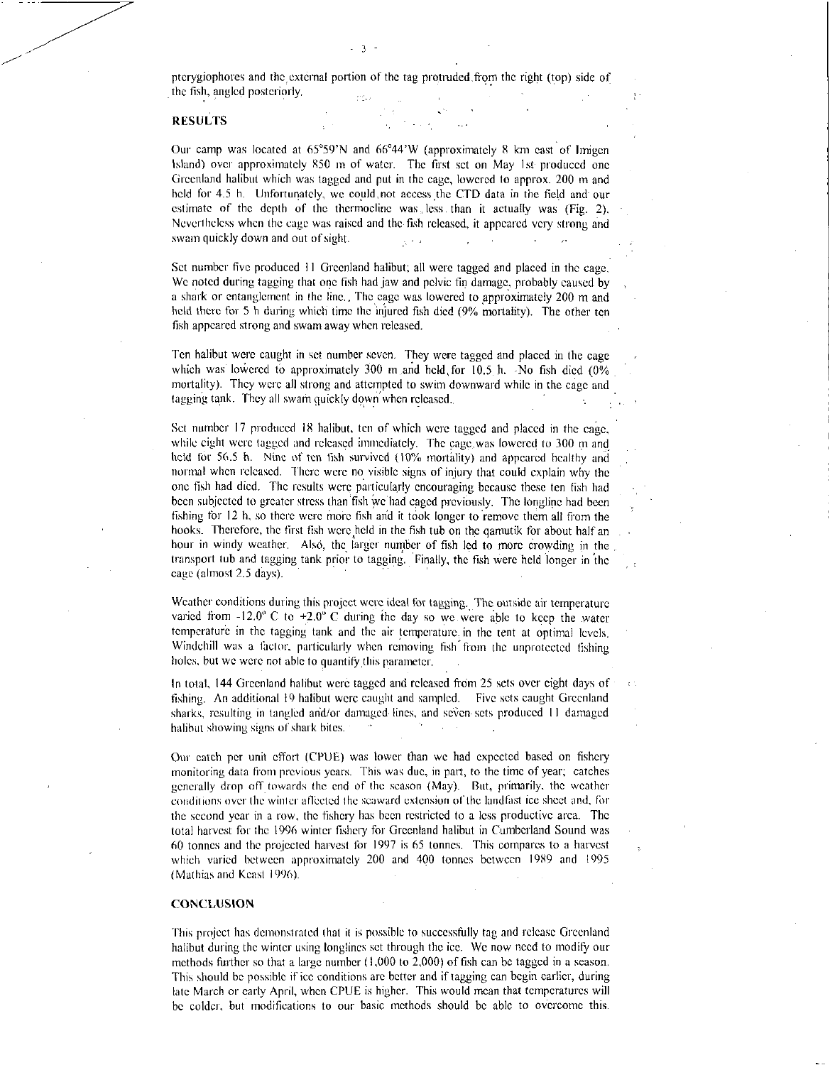pterygiophores and the external portion of the tag protruded from the right (top) side of the fish, angled posteriorly.

## RESULTS

Our camp was located at 65°59'N and 66°44'W (approximately 8 km east of Imigen Island) over approximately 850 m of water. The first set on May 1st produced one Greenland halibut which was tagged and put in the cage, lowered to approx. 200 m and held for 4.5 h. Unfortunately, we could not access the CTD data in the field and our estimate of the depth of the thermocline was less than it actually was (Fig. 2). Nevertheless when the cage was raised and the fish released, it appeared very strong and swam quickly down and out of sight.

Set number five produced 11 Greenland halibut; all were tagged and placed in the cage. We noted during tagging that one fish had jaw and pelvic fin damage, probably caused by a shark or entanglement in the line. The cage was lowered to approximately 200 m and held there for 5 h during which time the injured fish died (9% mortality). The other ten fish appeared strong and swam away when released.

Ten halibut were caught in set number seven. They were tagged and placed in the cage which was lowered to approximately 300 m and held for 10.5 h. No fish died (0% mortality). They were all strong and attempted to swim downward while in the cage and tagging tank. They all swam quickly down when released.

Set number 17 produced 18 halibut, ten of which were tagged and placed in the cage, while eight were tagged and released immediately. The cage was lowered to 300 m and held for 56.5 h. Nine of ten fish survived (10% mortality) and appeared healthy and normal when released. There were no visible signs of injury that could explain why the one fish had died. The results were particularly encouraging because these ten fish had been subjected to greater stress than fish we had caged previously. The longline had been fishing for 12 h, so there were more fish and it took longer to remove them all from the hooks. Therefore, the first fish were held in the fish tub on the qamutik for about half an hour in windy weather. Also, the larger number of fish led to more crowding in the transport tub and tagging tank prior to tagging. Finally, the fish were held longer in the cage (almost 2.5 days).

Weather conditions during this project were ideal for tagging. The outside air temperature varied from -12.0° C to +2.0° C during the day so we were able to keep the water temperature in the tagging tank and the air temperature in the tent at optimal levels. Windchill was a factor, particularly when removing fish from the unprotected fishing holes, but we were not able to quantify this parameter.

In total, 144 Greenland halibut were tagged and released from 25 sets over eight days of fishing. An additional 19 halibut were caught and sampled. Five sets caught Greenland sharks, resulting in tangled and/or damaged lines, and seven sets produced 11 damaged halibut showing signs of shark bites.

Our catch per unit effort (CPUE) was lower than we had expected based on fishery monitoring data from previous years. This was due, in part, to the time of year; catches generally drop off towards the end of the season (May). But, primarily, the weather conditions over the winter affected the seaward extension of the landfast ice sheet and, for the second year in a row, the fishery has been restricted to a less productive area. The total harvest for the 1996 winter fishery for Greenland halibut in Cumberland Sound was 60 tonnes and the projected harvest for 1997 is 65 tonnes. This compares to a harvest which varied between approximately 200 and 400 tonnes between 1989 and 1995 (Mathias and Keast 1996).

## CONCLUSION

This project has demonstrated that it is possible to successfully tag and release Greenland halibut during the winter using longlines set through the ice. We now need to modify our methods further so that a large number (1,000 to 2,000) of fish can be tagged in a season. This should be possible if ice conditions are better and if tagging can begin earlier, during late March or early April, when CPUE is higher. This would mean that temperatures will be colder, but modifications to our basic methods should be able to overcome this.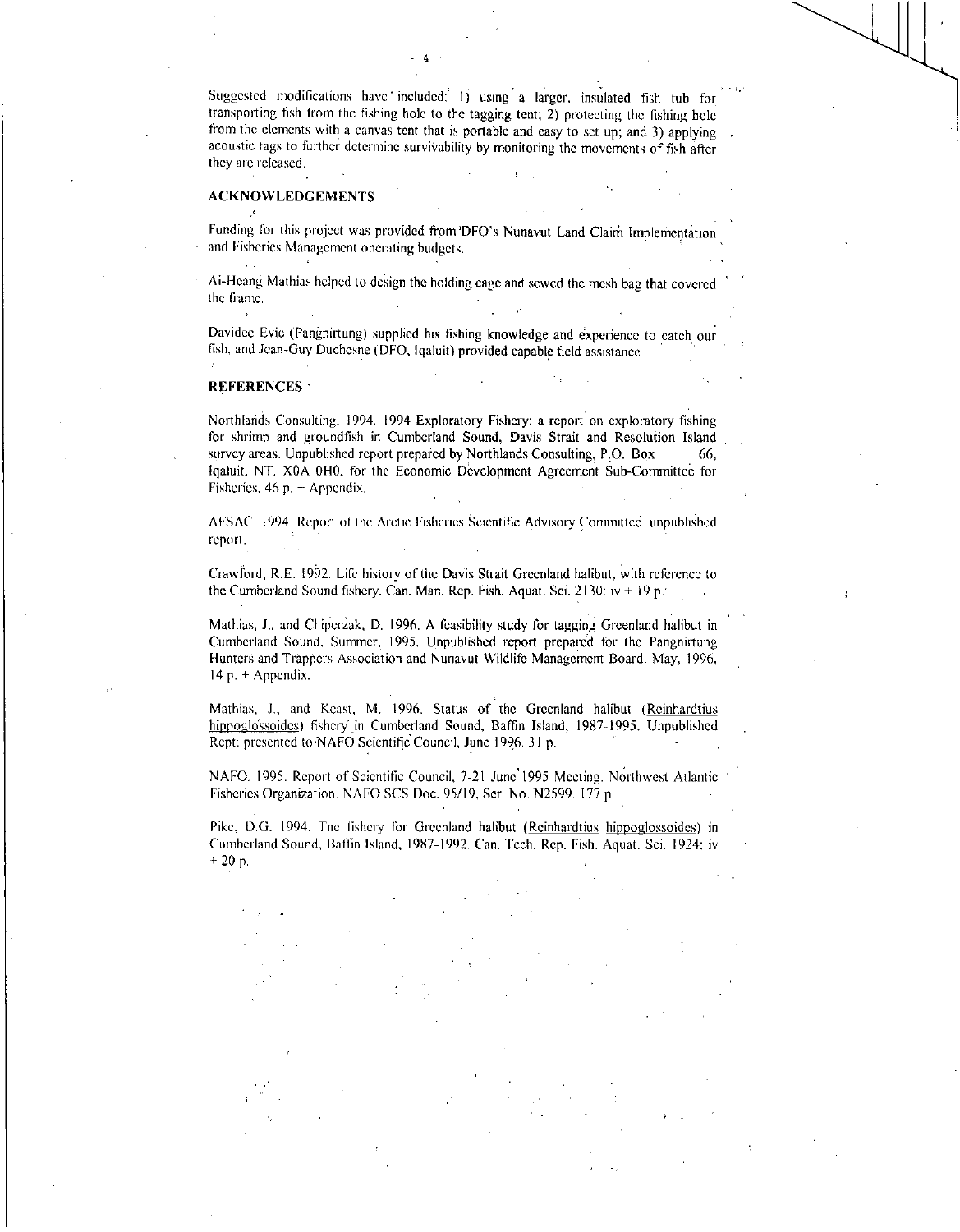Suggested modifications have included: 1) using a larger, insulated fish tub for transporting fish from the fishing hole to the tagging tent; 2) protecting the fishing hole from the elements with a canvas tent that is portable and easy to set up; and 3) applying acoustic tags to further determine survivability by monitoring the movements of fish after they are released.

## ACKNOWLEDGEMENTS

Funding for this project was provided from DFO's Nunavut Land Claim Implementation and Fisheries Management operating budgets.

Ai-Heang Mathias helped to design the holding cage and sewed the mesh bag that covered the frame.

Davidee Evic (Pangnirtung) supplied his fishing knowledge and experience to catch our fish, and Jean-Guy Duchesne (DFO, Iqaluit) provided capable field assistance.

## REFERENCES

Northlands Consulting. 1994. 1994 Exploratory Fishery: a report on exploratory fishing for shrimp and groundfish in Cumberland Sound, Davis Strait and Resolution Island survey areas. Unpublished report prepared by Northlands Consulting, P.O. Box 66, Iqaluit, NT. X0A 0H0, for the Economic Development Agreement Sub-Committee for Fisheries. 46 p. + Appendix.

AFSAC. 1994. Report of the Arctic Fisheries Scientific Advisory Committee. unpublished report.

Crawford, R.E. 1992. Life history of the Davis Strait Greenland halibut, with reference to the Cumberland Sound fishery. Can. Man. Rep. Fish. Aquat. Sci. 2130: iv + 19 p.

Mathias, J., and Chiperzak, D. 1996. A feasibility study for tagging Greenland halibut in Cumberland Sound. Summer, 1995. Unpublished report prepared for the Pangnirtung Hunters and Trappers Association and Nunavut Wildlife Management Board. May, 1996, 14 p. + Appendix.

Mathias, J., and Keast, M. 1996. Status of the Greenland halibut (Reinhardtius hippoglossoides) fishery in Cumberland Sound, Baffin Island, 1987-1995. Unpublished Rept: presented to NAFO Scientific Council, June 1996. 31 p.

NAFO. 1995. Report of Scientific Council, 7-21 June 1995 Meeting. Northwest Atlantic Fisheries Organization. NAFO SCS Doc. 95/19, Ser. No. N2599. 177 p.

Pike, D.G. 1994. The fishery for Greenland halibut (Reinhardtius hippoglossoides) in Cumberland Sound, Baffin Island, 1987-1992. Can. Tech. Rep. Fish. Aquat. Sci. 1924: iv + 20 p.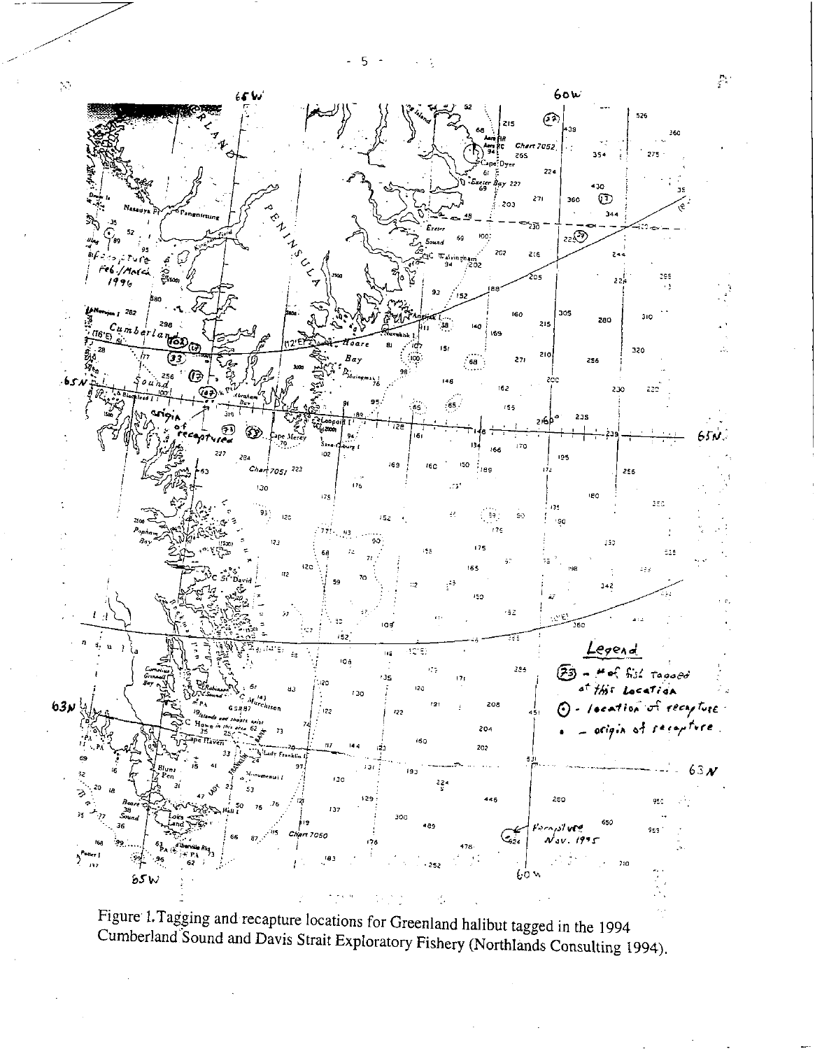Figure 1. Tagging and recapture locations for Greenland halibut tagged in the 1994 Cumberland Sound and Davis Strait Exploratory Fishery (Northlands Consulting 1994).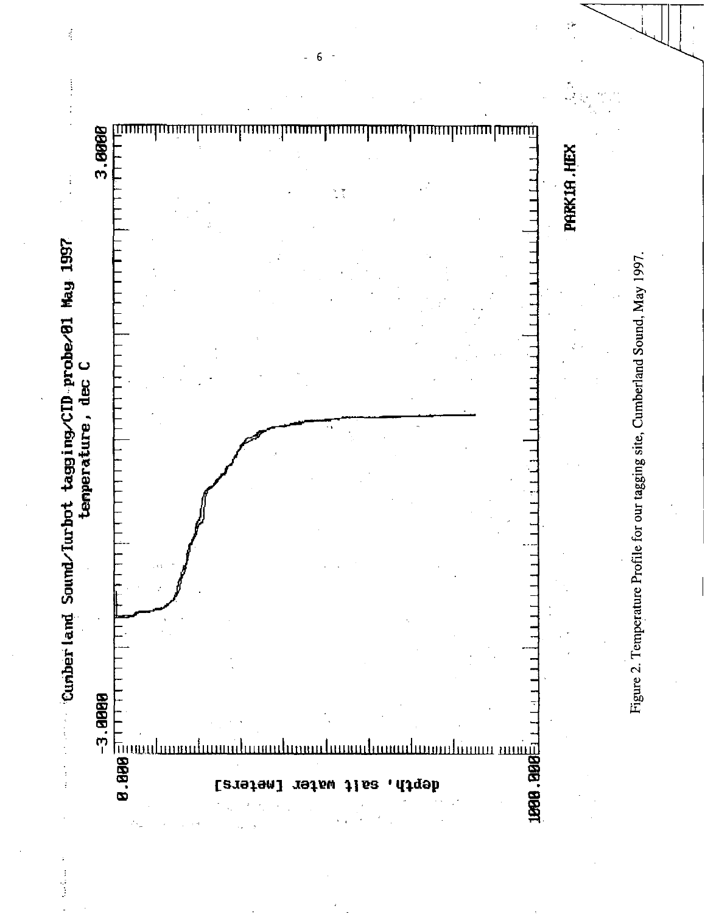Cumberland Sound/Turbot tagging/CTD probe/01 May 1997
temperature, dec C

-3.0000 3.0000

depth, salt water [meters]

0.000

1000.000

PARK1A.HEX

Figure 2. Temperature Profile for our tagging site, Cumberland Sound, May 1997.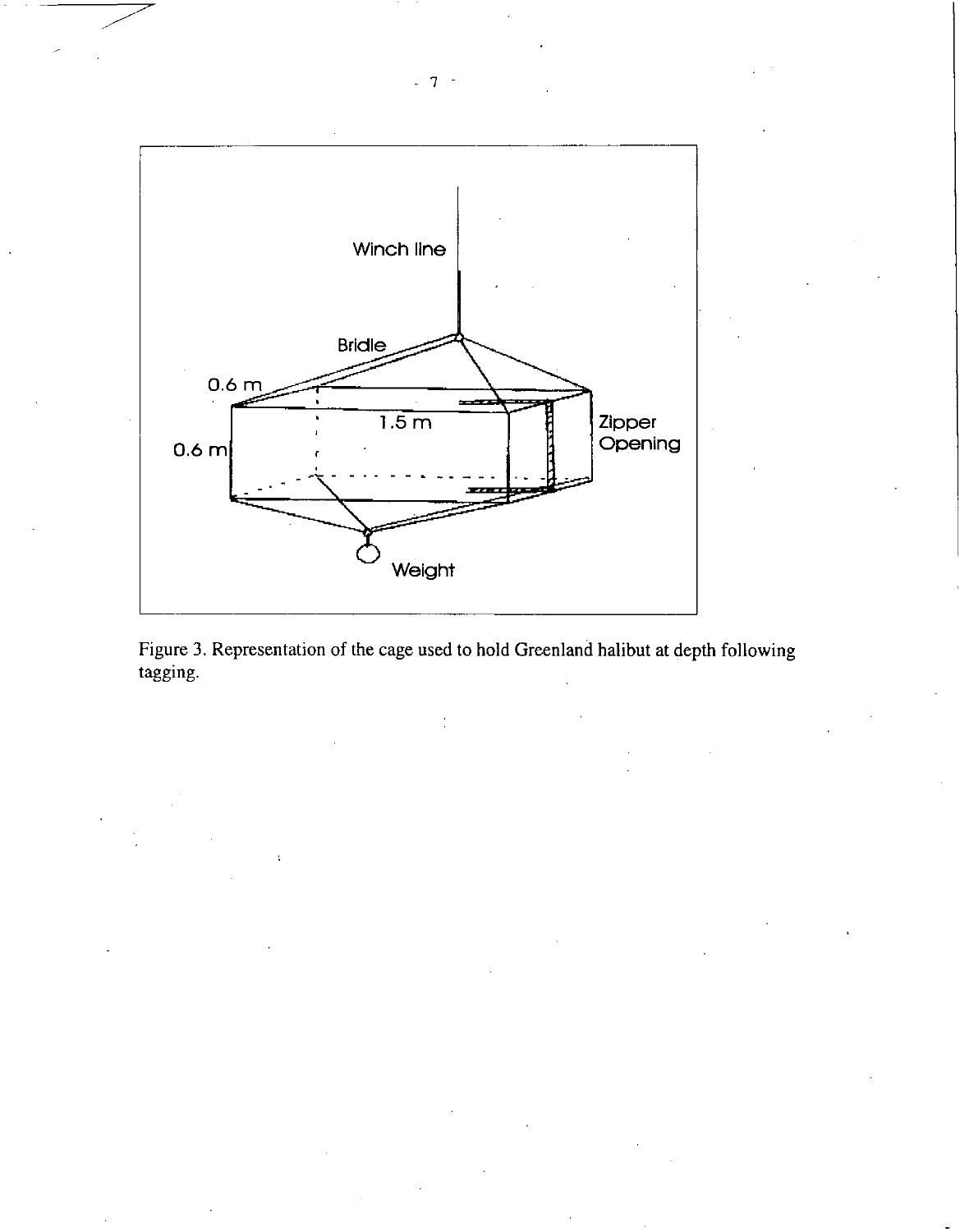Winch line

Bridle

0.6 m

1.5 m

0.6 m

Zipper Opening

Weight

Figure 3. Representation of the cage used to hold Greenland halibut at depth following tagging.